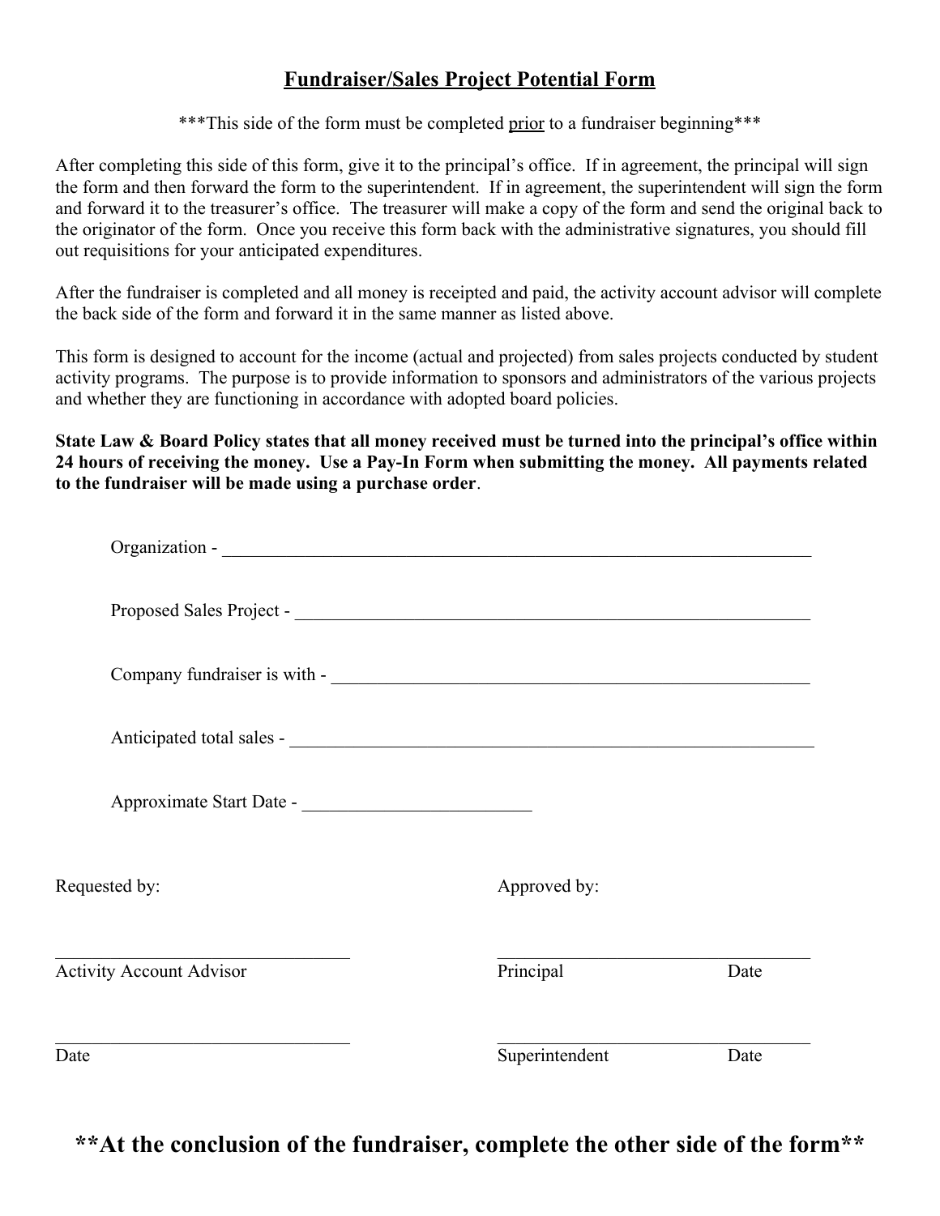# Fundraiser/Sales Project Potential Form

***This side of the form must be completed prior to a fundraiser beginning***

After completing this side of this form, give it to the principal's office. If in agreement, the principal will sign the form and then forward the form to the superintendent. If in agreement, the superintendent will sign the form and forward it to the treasurer's office. The treasurer will make a copy of the form and send the original back to the originator of the form. Once you receive this form back with the administrative signatures, you should fill out requisitions for your anticipated expenditures.

After the fundraiser is completed and all money is receipted and paid, the activity account advisor will complete the back side of the form and forward it in the same manner as listed above.

This form is designed to account for the income (actual and projected) from sales projects conducted by student activity programs. The purpose is to provide information to sponsors and administrators of the various projects and whether they are functioning in accordance with adopted board policies.

**State Law & Board Policy states that all money received must be turned into the principal's office within 24 hours of receiving the money. Use a Pay-In Form when submitting the money. All payments related to the fundraiser will be made using a purchase order**.

Organization - ______________________________________________________________________

Proposed Sales Project - ______________________________________________________________

Company fundraiser is with - __________________________________________________________

Anticipated total sales - _______________________________________________________________

Approximate Start Date - _________________________

Requested by:

_________________________________
Activity Account Advisor

_________________________________
Date

Approved by:

_________________________________
Principal Date

_________________________________
Superintendent Date

## **At the conclusion of the fundraiser, complete the other side of the form**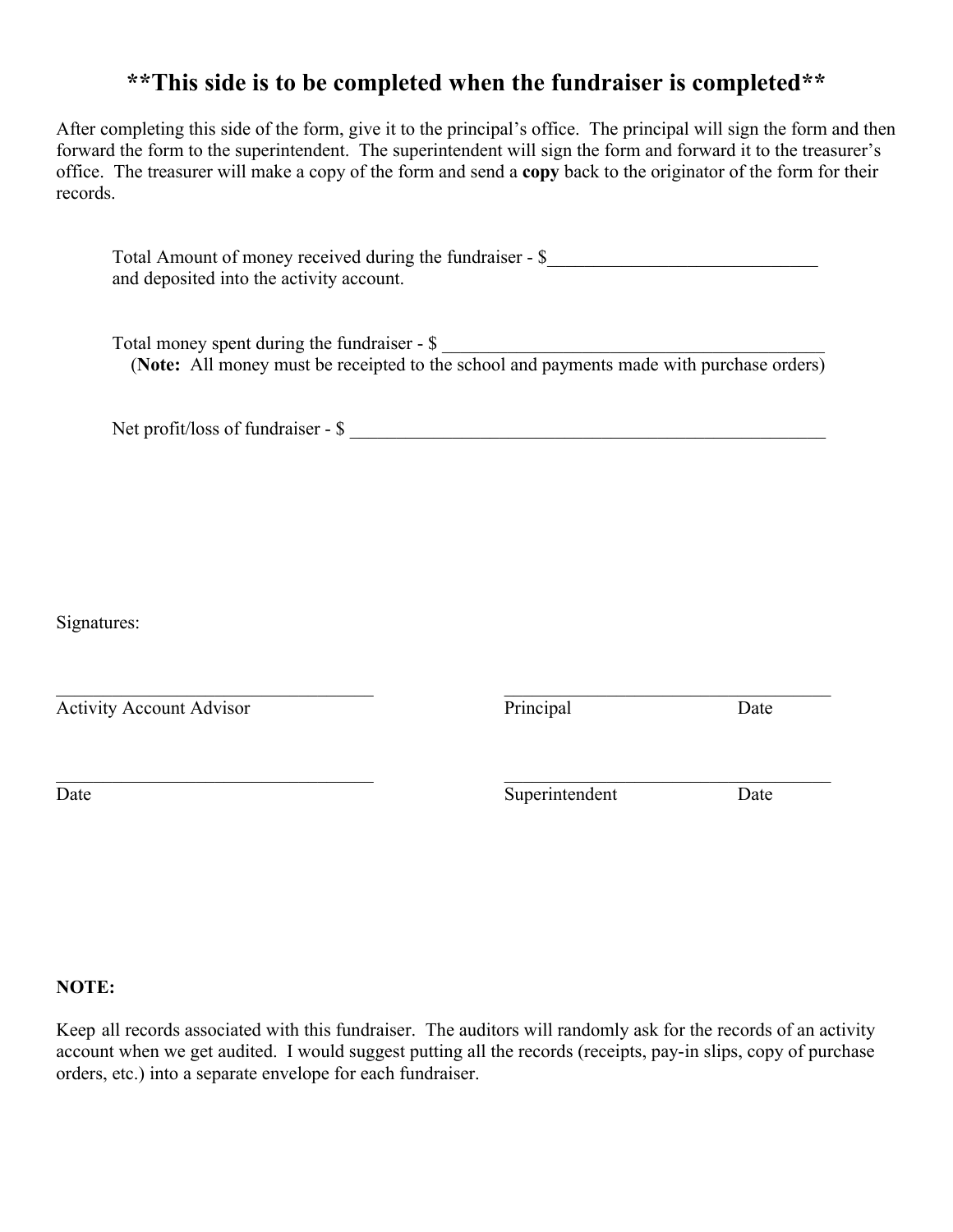# **This side is to be completed when the fundraiser is completed**

After completing this side of the form, give it to the principal's office. The principal will sign the form and then forward the form to the superintendent. The superintendent will sign the form and forward it to the treasurer's office. The treasurer will make a copy of the form and send a **copy** back to the originator of the form for their records.

Total Amount of money received during the fundraiser - $______________________________
and deposited into the activity account.

Total money spent during the fundraiser - $ ___________________________________________
(**Note:** All money must be receipted to the school and payments made with purchase orders)

Net profit/loss of fundraiser - $ ____________________________________________________

Signatures:

___________________________________ ___________________________________
Activity Account Advisor Principal Date

___________________________________ ___________________________________
Date Superintendent Date

**NOTE:**

Keep all records associated with this fundraiser. The auditors will randomly ask for the records of an activity account when we get audited. I would suggest putting all the records (receipts, pay-in slips, copy of purchase orders, etc.) into a separate envelope for each fundraiser.